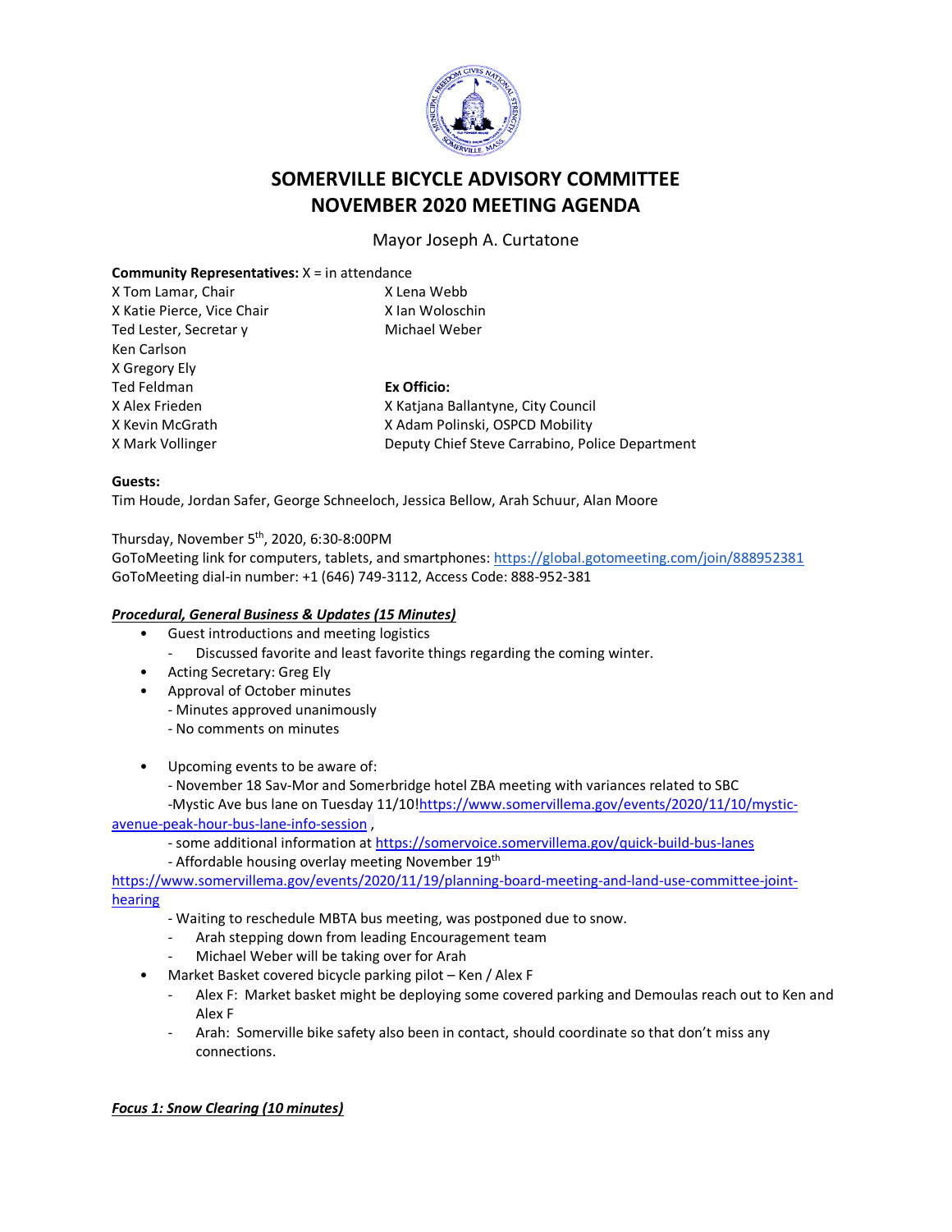# SOMERVILLE BICYCLE ADVISORY COMMITTEE
# NOVEMBER 2020 MEETING AGENDA

Mayor Joseph A. Curtatone

**Community Representatives:** X = in attendance

X Tom Lamar, Chair
X Katie Pierce, Vice Chair
Ted Lester, Secretar y
Ken Carlson
X Gregory Ely
Ted Feldman
X Alex Frieden
X Kevin McGrath
X Mark Vollinger

X Lena Webb
X Ian Woloschin
Michael Weber

**Ex Officio:**
X Katjana Ballantyne, City Council
X Adam Polinski, OSPCD Mobility
Deputy Chief Steve Carrabino, Police Department

**Guests:**
Tim Houde, Jordan Safer, George Schneeloch, Jessica Bellow, Arah Schuur, Alan Moore

Thursday, November 5th, 2020, 6:30-8:00PM
GoToMeeting link for computers, tablets, and smartphones: https://global.gotomeeting.com/join/888952381
GoToMeeting dial-in number: +1 (646) 749-3112, Access Code: 888-952-381

***Procedural, General Business & Updates (15 Minutes)***

- Guest introductions and meeting logistics
  - Discussed favorite and least favorite things regarding the coming winter.
- Acting Secretary: Greg Ely
- Approval of October minutes
  - Minutes approved unanimously
  - No comments on minutes

- Upcoming events to be aware of:
  - November 18 Sav-Mor and Somerbridge hotel ZBA meeting with variances related to SBC
  - Mystic Ave bus lane on Tuesday 11/10! https://www.somervillema.gov/events/2020/11/10/mystic-avenue-peak-hour-bus-lane-info-session ,
  - some additional information at https://somervoice.somervillema.gov/quick-build-bus-lanes
  - Affordable housing overlay meeting November 19th https://www.somervillema.gov/events/2020/11/19/planning-board-meeting-and-land-use-committee-joint-hearing
  - Waiting to reschedule MBTA bus meeting, was postponed due to snow.
  - Arah stepping down from leading Encouragement team
  - Michael Weber will be taking over for Arah
- Market Basket covered bicycle parking pilot – Ken / Alex F
  - Alex F: Market basket might be deploying some covered parking and Demoulas reach out to Ken and Alex F
  - Arah: Somerville bike safety also been in contact, should coordinate so that don't miss any connections.

***Focus 1: Snow Clearing (10 minutes)***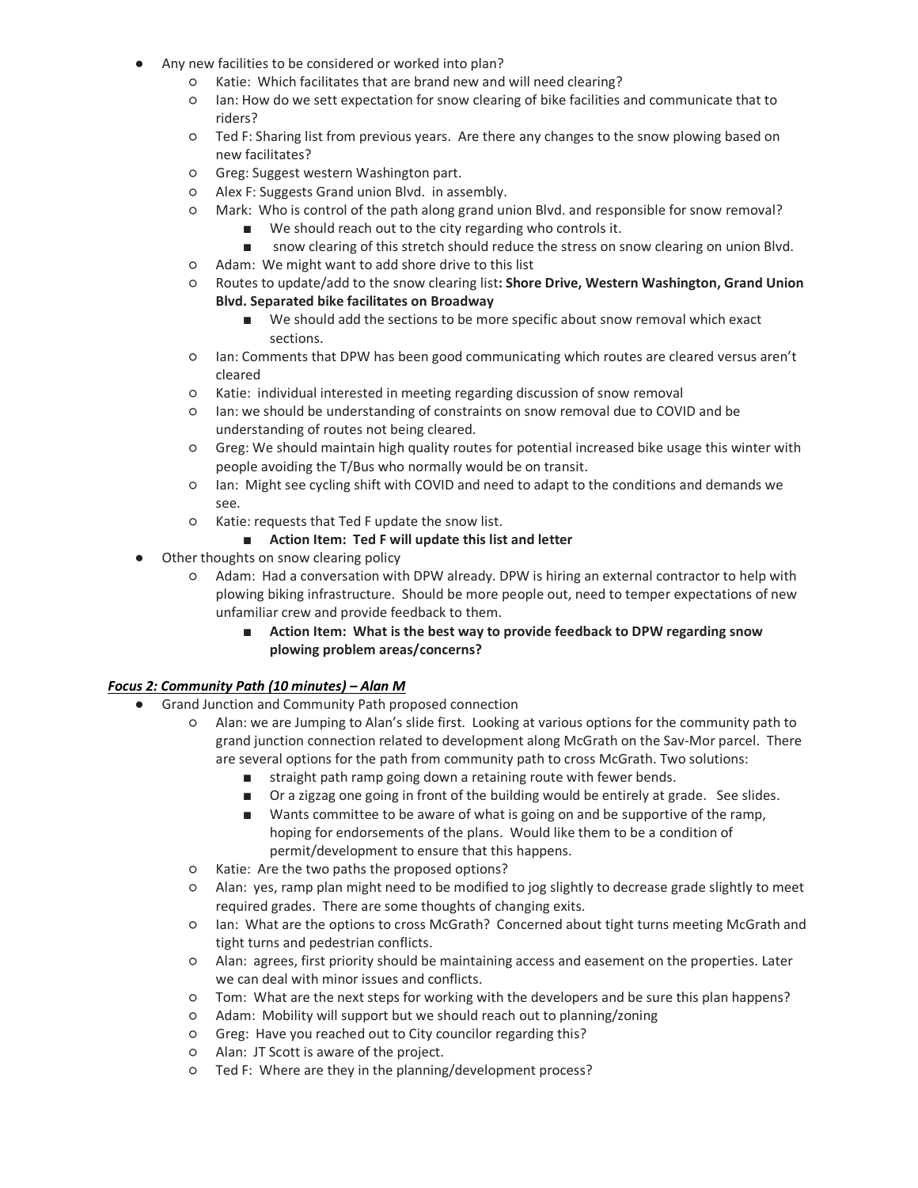- Any new facilities to be considered or worked into plan?
    - Katie: Which facilitates that are brand new and will need clearing?
    - Ian: How do we sett expectation for snow clearing of bike facilities and communicate that to riders?
    - Ted F: Sharing list from previous years. Are there any changes to the snow plowing based on new facilitates?
    - Greg: Suggest western Washington part.
    - Alex F: Suggests Grand union Blvd. in assembly.
    - Mark: Who is control of the path along grand union Blvd. and responsible for snow removal?
        - We should reach out to the city regarding who controls it.
        - snow clearing of this stretch should reduce the stress on snow clearing on union Blvd.
    - Adam: We might want to add shore drive to this list
    - Routes to update/add to the snow clearing list**: Shore Drive, Western Washington, Grand Union Blvd. Separated bike facilitates on Broadway**
        - We should add the sections to be more specific about snow removal which exact sections.
    - Ian: Comments that DPW has been good communicating which routes are cleared versus aren't cleared
    - Katie: individual interested in meeting regarding discussion of snow removal
    - Ian: we should be understanding of constraints on snow removal due to COVID and be understanding of routes not being cleared.
    - Greg: We should maintain high quality routes for potential increased bike usage this winter with people avoiding the T/Bus who normally would be on transit.
    - Ian: Might see cycling shift with COVID and need to adapt to the conditions and demands we see.
    - Katie: requests that Ted F update the snow list.
        - **Action Item: Ted F will update this list and letter**
- Other thoughts on snow clearing policy
    - Adam: Had a conversation with DPW already. DPW is hiring an external contractor to help with plowing biking infrastructure. Should be more people out, need to temper expectations of new unfamiliar crew and provide feedback to them.
        - **Action Item: What is the best way to provide feedback to DPW regarding snow plowing problem areas/concerns?**

***Focus 2: Community Path (10 minutes) – Alan M***

- Grand Junction and Community Path proposed connection
    - Alan: we are Jumping to Alan's slide first. Looking at various options for the community path to grand junction connection related to development along McGrath on the Sav-Mor parcel. There are several options for the path from community path to cross McGrath. Two solutions:
        - straight path ramp going down a retaining route with fewer bends.
        - Or a zigzag one going in front of the building would be entirely at grade. See slides.
        - Wants committee to be aware of what is going on and be supportive of the ramp, hoping for endorsements of the plans. Would like them to be a condition of permit/development to ensure that this happens.
    - Katie: Are the two paths the proposed options?
    - Alan: yes, ramp plan might need to be modified to jog slightly to decrease grade slightly to meet required grades. There are some thoughts of changing exits.
    - Ian: What are the options to cross McGrath? Concerned about tight turns meeting McGrath and tight turns and pedestrian conflicts.
    - Alan: agrees, first priority should be maintaining access and easement on the properties. Later we can deal with minor issues and conflicts.
    - Tom: What are the next steps for working with the developers and be sure this plan happens?
    - Adam: Mobility will support but we should reach out to planning/zoning
    - Greg: Have you reached out to City councilor regarding this?
    - Alan: JT Scott is aware of the project.
    - Ted F: Where are they in the planning/development process?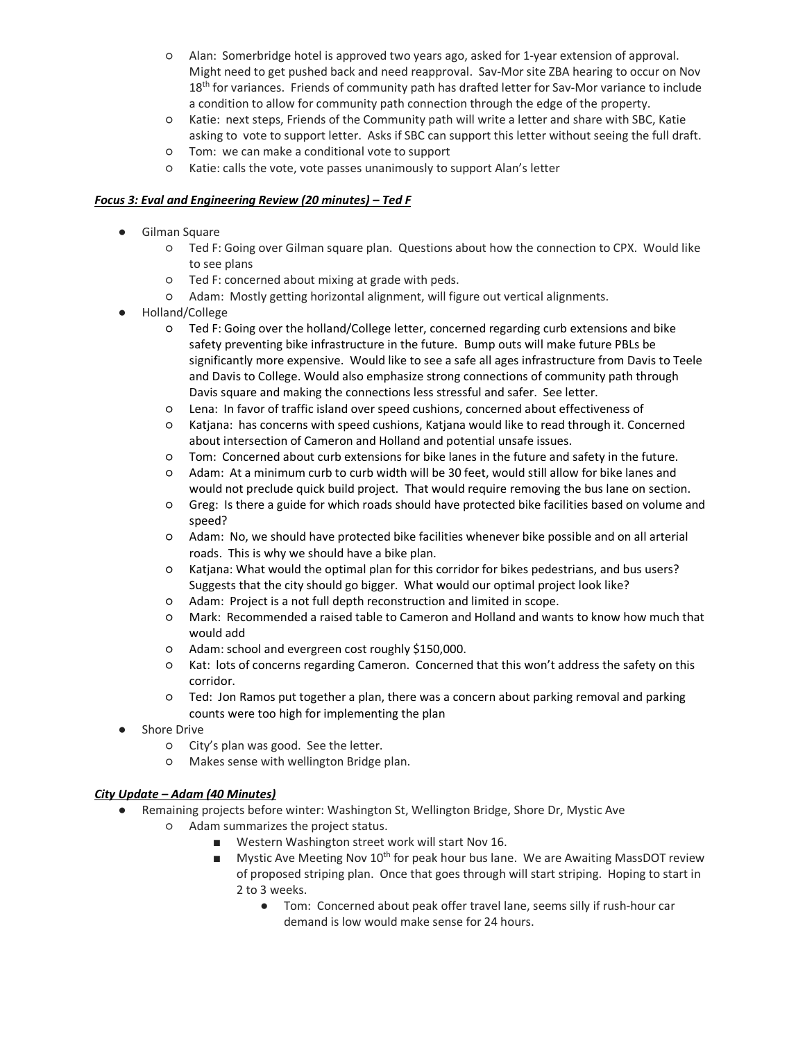- Alan: Somerbridge hotel is approved two years ago, asked for 1-year extension of approval. Might need to get pushed back and need reapproval. Sav-Mor site ZBA hearing to occur on Nov 18th for variances. Friends of community path has drafted letter for Sav-Mor variance to include a condition to allow for community path connection through the edge of the property.
- Katie: next steps, Friends of the Community path will write a letter and share with SBC, Katie asking to vote to support letter. Asks if SBC can support this letter without seeing the full draft.
- Tom: we can make a conditional vote to support
- Katie: calls the vote, vote passes unanimously to support Alan's letter

***Focus 3: Eval and Engineering Review (20 minutes) – Ted F***

- Gilman Square
    - Ted F: Going over Gilman square plan. Questions about how the connection to CPX. Would like to see plans
    - Ted F: concerned about mixing at grade with peds.
    - Adam: Mostly getting horizontal alignment, will figure out vertical alignments.
- Holland/College
    - Ted F: Going over the holland/College letter, concerned regarding curb extensions and bike safety preventing bike infrastructure in the future. Bump outs will make future PBLs be significantly more expensive. Would like to see a safe all ages infrastructure from Davis to Teele and Davis to College. Would also emphasize strong connections of community path through Davis square and making the connections less stressful and safer. See letter.
    - Lena: In favor of traffic island over speed cushions, concerned about effectiveness of
    - Katjana: has concerns with speed cushions, Katjana would like to read through it. Concerned about intersection of Cameron and Holland and potential unsafe issues.
    - Tom: Concerned about curb extensions for bike lanes in the future and safety in the future.
    - Adam: At a minimum curb to curb width will be 30 feet, would still allow for bike lanes and would not preclude quick build project. That would require removing the bus lane on section.
    - Greg: Is there a guide for which roads should have protected bike facilities based on volume and speed?
    - Adam: No, we should have protected bike facilities whenever bike possible and on all arterial roads. This is why we should have a bike plan.
    - Katjana: What would the optimal plan for this corridor for bikes pedestrians, and bus users? Suggests that the city should go bigger. What would our optimal project look like?
    - Adam: Project is a not full depth reconstruction and limited in scope.
    - Mark: Recommended a raised table to Cameron and Holland and wants to know how much that would add
    - Adam: school and evergreen cost roughly $150,000.
    - Kat: lots of concerns regarding Cameron. Concerned that this won't address the safety on this corridor.
    - Ted: Jon Ramos put together a plan, there was a concern about parking removal and parking counts were too high for implementing the plan
- Shore Drive
    - City's plan was good. See the letter.
    - Makes sense with wellington Bridge plan.

***City Update – Adam (40 Minutes)***

- Remaining projects before winter: Washington St, Wellington Bridge, Shore Dr, Mystic Ave
    - Adam summarizes the project status.
        - Western Washington street work will start Nov 16.
        - Mystic Ave Meeting Nov 10th for peak hour bus lane. We are Awaiting MassDOT review of proposed striping plan. Once that goes through will start striping. Hoping to start in 2 to 3 weeks.
            - Tom: Concerned about peak offer travel lane, seems silly if rush-hour car demand is low would make sense for 24 hours.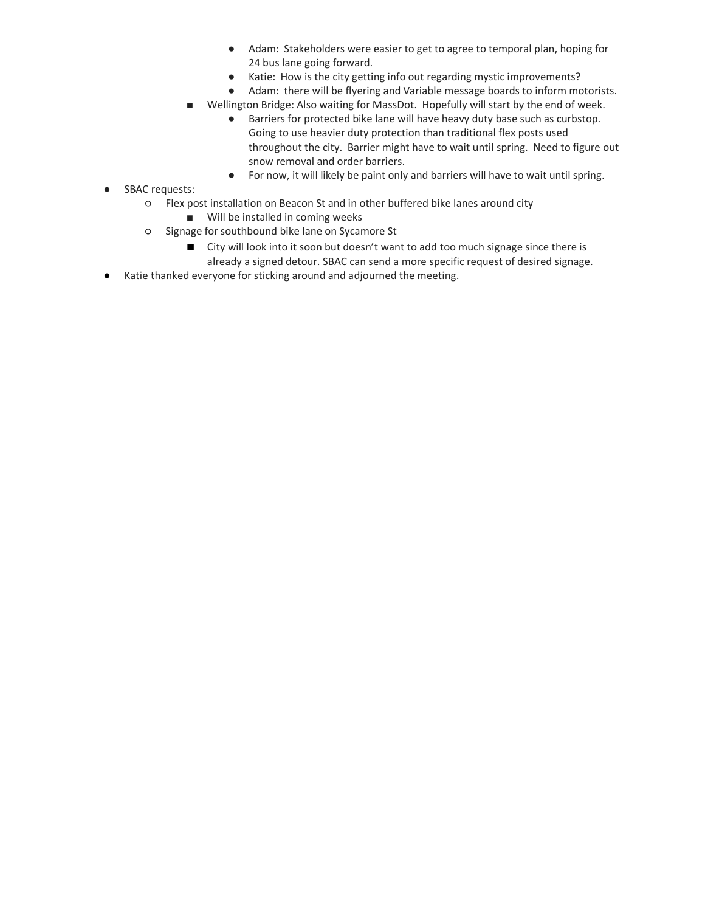- Adam: Stakeholders were easier to get to agree to temporal plan, hoping for 24 bus lane going forward.
      - Katie: How is the city getting info out regarding mystic improvements?
      - Adam: there will be flyering and Variable message boards to inform motorists.
    - Wellington Bridge: Also waiting for MassDot. Hopefully will start by the end of week.
      - Barriers for protected bike lane will have heavy duty base such as curbstop. Going to use heavier duty protection than traditional flex posts used throughout the city. Barrier might have to wait until spring. Need to figure out snow removal and order barriers.
      - For now, it will likely be paint only and barriers will have to wait until spring.
- SBAC requests:
  - Flex post installation on Beacon St and in other buffered bike lanes around city
    - Will be installed in coming weeks
  - Signage for southbound bike lane on Sycamore St
    - City will look into it soon but doesn't want to add too much signage since there is already a signed detour. SBAC can send a more specific request of desired signage.
- Katie thanked everyone for sticking around and adjourned the meeting.